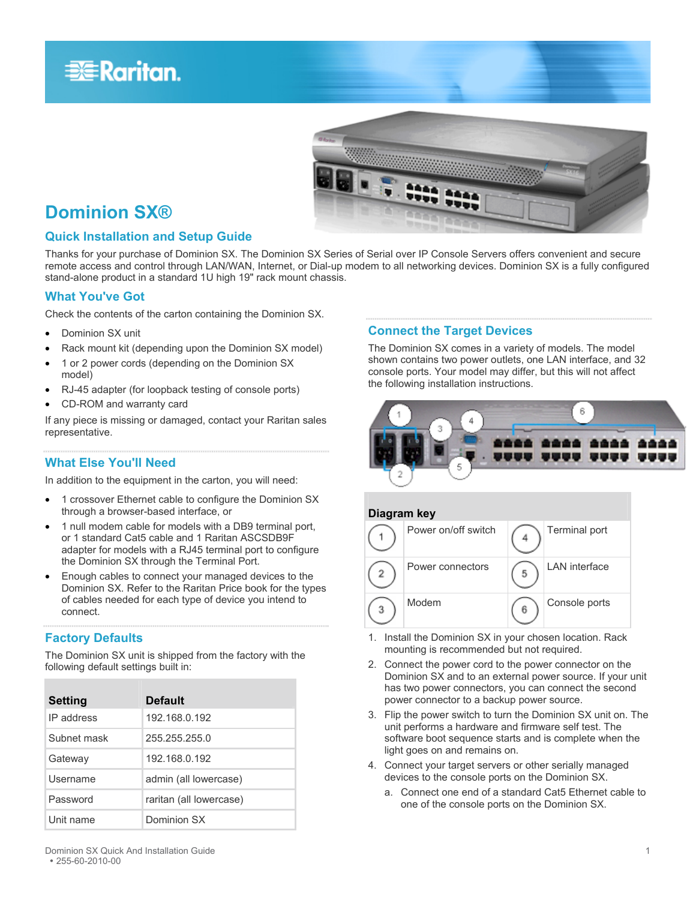# Dominion SX®

## Quick Installation and Setup Guide

Thanks for your purchase of Dominion SX. The Dominion SX Series of Serial over IP Console Servers offers convenient and secure remote access and control through LAN/WAN, Internet, or Dial-up modem to all networking devices. Dominion SX is a fully configured stand-alone product in a standard 1U high 19" rack mount chassis.

### What You've Got

Check the contents of the carton containing the Dominion SX.

- Dominion SX unit
- Rack mount kit (depending upon the Dominion SX model)
- 1 or 2 power cords (depending on the Dominion SX model)
- RJ-45 adapter (for loopback testing of console ports)
- CD-ROM and warranty card

If any piece is missing or damaged, contact your Raritan sales representative.

### What Else You'll Need

In addition to the equipment in the carton, you will need:

- 1 crossover Ethernet cable to configure the Dominion SX through a browser-based interface, or
- 1 null modem cable for models with a DB9 terminal port, or 1 standard Cat5 cable and 1 Raritan ASCSDB9F adapter for models with a RJ45 terminal port to configure the Dominion SX through the Terminal Port.
- Enough cables to connect your managed devices to the Dominion SX. Refer to the Raritan Price book for the types of cables needed for each type of device you intend to connect.

### Factory Defaults

The Dominion SX unit is shipped from the factory with the following default settings built in:

| Setting | Default |
|---|---|
| IP address | 192.168.0.192 |
| Subnet mask | 255.255.255.0 |
| Gateway | 192.168.0.192 |
| Username | admin (all lowercase) |
| Password | raritan (all lowercase) |
| Unit name | Dominion SX |

### Connect the Target Devices

The Dominion SX comes in a variety of models. The model shown contains two power outlets, one LAN interface, and 32 console ports. Your model may differ, but this will not affect the following installation instructions.

**Diagram key**

| | | | |
|---|---|---|---|
| 1 | Power on/off switch | 4 | Terminal port |
| 2 | Power connectors | 5 | LAN interface |
| 3 | Modem | 6 | Console ports |

1. Install the Dominion SX in your chosen location. Rack mounting is recommended but not required.
2. Connect the power cord to the power connector on the Dominion SX and to an external power source. If your unit has two power connectors, you can connect the second power connector to a backup power source.
3. Flip the power switch to turn the Dominion SX unit on. The unit performs a hardware and firmware self test. The software boot sequence starts and is complete when the light goes on and remains on.
4. Connect your target servers or other serially managed devices to the console ports on the Dominion SX.
   a. Connect one end of a standard Cat5 Ethernet cable to one of the console ports on the Dominion SX.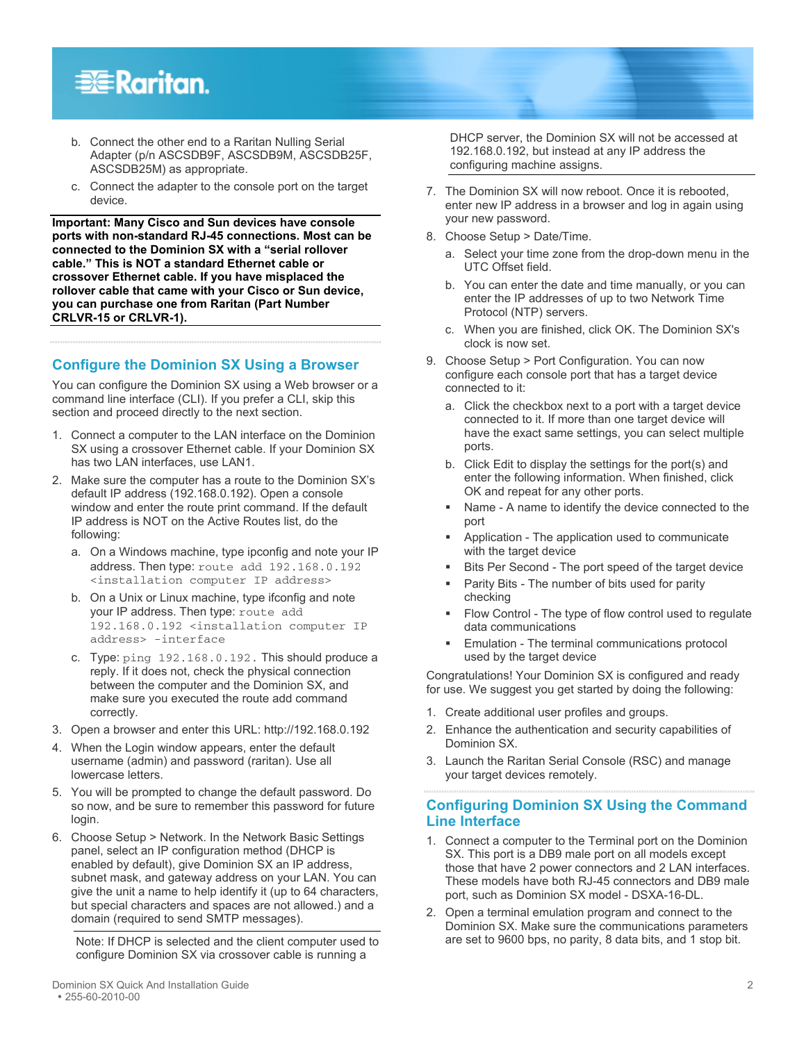b. Connect the other end to a Raritan Nulling Serial Adapter (p/n ASCSDB9F, ASCSDB9M, ASCSDB25F, ASCSDB25M) as appropriate.

c. Connect the adapter to the console port on the target device.

**Important: Many Cisco and Sun devices have console ports with non-standard RJ-45 connections. Most can be connected to the Dominion SX with a "serial rollover cable." This is NOT a standard Ethernet cable or crossover Ethernet cable. If you have misplaced the rollover cable that came with your Cisco or Sun device, you can purchase one from Raritan (Part Number CRLVR-15 or CRLVR-1).**

## Configure the Dominion SX Using a Browser

You can configure the Dominion SX using a Web browser or a command line interface (CLI). If you prefer a CLI, skip this section and proceed directly to the next section.

1. Connect a computer to the LAN interface on the Dominion SX using a crossover Ethernet cable. If your Dominion SX has two LAN interfaces, use LAN1.
2. Make sure the computer has a route to the Dominion SX's default IP address (192.168.0.192). Open a console window and enter the route print command. If the default IP address is NOT on the Active Routes list, do the following:
   a. On a Windows machine, type ipconfig and note your IP address. Then type: `route add 192.168.0.192 <installation computer IP address>`
   b. On a Unix or Linux machine, type ifconfig and note your IP address. Then type: `route add 192.168.0.192 <installation computer IP address> -interface`
   c. Type: `ping 192.168.0.192`. This should produce a reply. If it does not, check the physical connection between the computer and the Dominion SX, and make sure you executed the route add command correctly.
3. Open a browser and enter this URL: http://192.168.0.192
4. When the Login window appears, enter the default username (admin) and password (raritan). Use all lowercase letters.
5. You will be prompted to change the default password. Do so now, and be sure to remember this password for future login.
6. Choose Setup > Network. In the Network Basic Settings panel, select an IP configuration method (DHCP is enabled by default), give Dominion SX an IP address, subnet mask, and gateway address on your LAN. You can give the unit a name to help identify it (up to 64 characters, but special characters and spaces are not allowed.) and a domain (required to send SMTP messages).

   Note: If DHCP is selected and the client computer used to configure Dominion SX via crossover cable is running a DHCP server, the Dominion SX will not be accessed at 192.168.0.192, but instead at any IP address the configuring machine assigns.

7. The Dominion SX will now reboot. Once it is rebooted, enter new IP address in a browser and log in again using your new password.
8. Choose Setup > Date/Time.
   a. Select your time zone from the drop-down menu in the UTC Offset field.
   b. You can enter the date and time manually, or you can enter the IP addresses of up to two Network Time Protocol (NTP) servers.
   c. When you are finished, click OK. The Dominion SX's clock is now set.
9. Choose Setup > Port Configuration. You can now configure each console port that has a target device connected to it:
   a. Click the checkbox next to a port with a target device connected to it. If more than one target device will have the exact same settings, you can select multiple ports.
   b. Click Edit to display the settings for the port(s) and enter the following information. When finished, click OK and repeat for any other ports.
   - Name - A name to identify the device connected to the port
   - Application - The application used to communicate with the target device
   - Bits Per Second - The port speed of the target device
   - Parity Bits - The number of bits used for parity checking
   - Flow Control - The type of flow control used to regulate data communications
   - Emulation - The terminal communications protocol used by the target device

Congratulations! Your Dominion SX is configured and ready for use. We suggest you get started by doing the following:

1. Create additional user profiles and groups.
2. Enhance the authentication and security capabilities of Dominion SX.
3. Launch the Raritan Serial Console (RSC) and manage your target devices remotely.

## Configuring Dominion SX Using the Command Line Interface

1. Connect a computer to the Terminal port on the Dominion SX. This port is a DB9 male port on all models except those that have 2 power connectors and 2 LAN interfaces. These models have both RJ-45 connectors and DB9 male port, such as Dominion SX model - DSXA-16-DL.
2. Open a terminal emulation program and connect to the Dominion SX. Make sure the communications parameters are set to 9600 bps, no parity, 8 data bits, and 1 stop bit.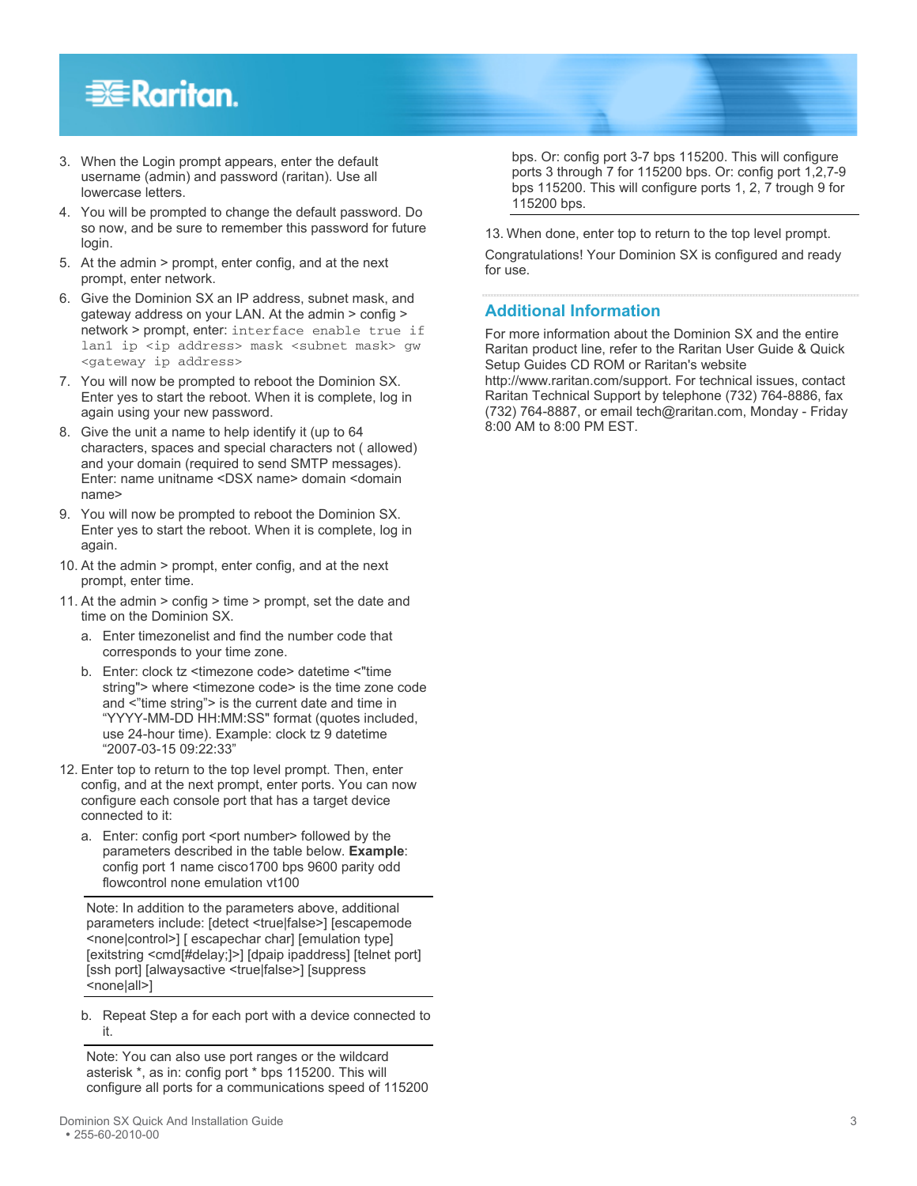3. When the Login prompt appears, enter the default username (admin) and password (raritan). Use all lowercase letters.
4. You will be prompted to change the default password. Do so now, and be sure to remember this password for future login.
5. At the admin > prompt, enter config, and at the next prompt, enter network.
6. Give the Dominion SX an IP address, subnet mask, and gateway address on your LAN. At the admin > config > network > prompt, enter: `interface enable true if lan1 ip <ip address> mask <subnet mask> gw <gateway ip address>`
7. You will now be prompted to reboot the Dominion SX. Enter yes to start the reboot. When it is complete, log in again using your new password.
8. Give the unit a name to help identify it (up to 64 characters, spaces and special characters not ( allowed) and your domain (required to send SMTP messages). Enter: name unitname <DSX name> domain <domain name>
9. You will now be prompted to reboot the Dominion SX. Enter yes to start the reboot. When it is complete, log in again.
10. At the admin > prompt, enter config, and at the next prompt, enter time.
11. At the admin > config > time > prompt, set the date and time on the Dominion SX.
    a. Enter timezonelist and find the number code that corresponds to your time zone.
    b. Enter: clock tz <timezone code> datetime <"time string"> where <timezone code> is the time zone code and <"time string"> is the current date and time in "YYYY-MM-DD HH:MM:SS" format (quotes included, use 24-hour time). Example: clock tz 9 datetime "2007-03-15 09:22:33"
12. Enter top to return to the top level prompt. Then, enter config, and at the next prompt, enter ports. You can now configure each console port that has a target device connected to it:
    a. Enter: config port <port number> followed by the parameters described in the table below. **Example**: config port 1 name cisco1700 bps 9600 parity odd flowcontrol none emulation vt100

    Note: In addition to the parameters above, additional parameters include: [detect <true|false>] [escapemode <none|control>] [ escapechar char] [emulation type] [exitstring <cmd[#delay;]>] [dpaip ipaddress] [telnet port] [ssh port] [alwaysactive <true|false>] [suppress <none|all>]

    b. Repeat Step a for each port with a device connected to it.

    Note: You can also use port ranges or the wildcard asterisk *, as in: config port * bps 115200. This will configure all ports for a communications speed of 115200 bps. Or: config port 3-7 bps 115200. This will configure ports 3 through 7 for 115200 bps. Or: config port 1,2,7-9 bps 115200. This will configure ports 1, 2, 7 trough 9 for 115200 bps.

13. When done, enter top to return to the top level prompt.

Congratulations! Your Dominion SX is configured and ready for use.

## Additional Information

For more information about the Dominion SX and the entire Raritan product line, refer to the Raritan User Guide & Quick Setup Guides CD ROM or Raritan's website http://www.raritan.com/support. For technical issues, contact Raritan Technical Support by telephone (732) 764-8886, fax (732) 764-8887, or email tech@raritan.com, Monday - Friday 8:00 AM to 8:00 PM EST.